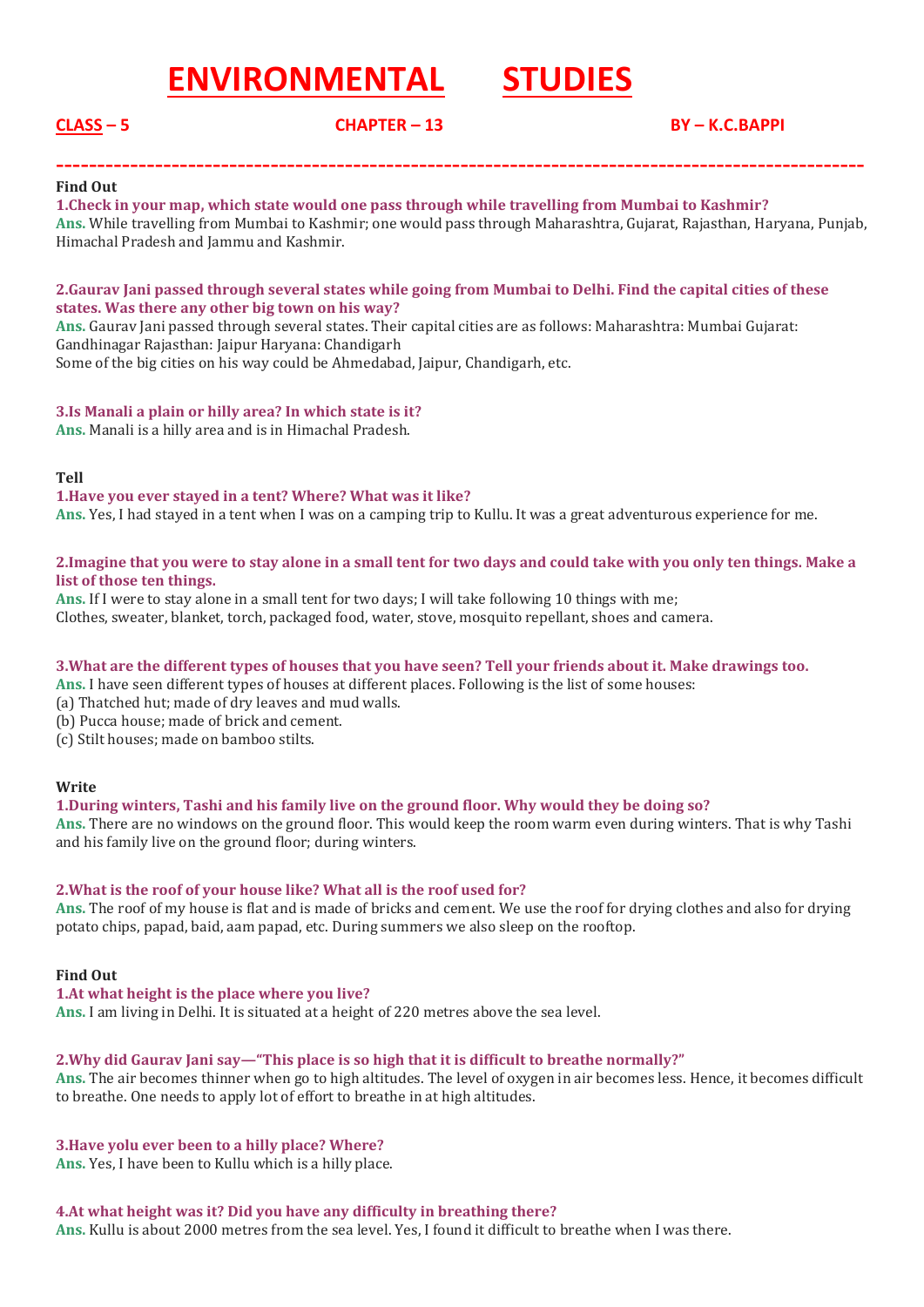# ENVIRONMENTAL STUDIES

**CLASS – 5** **CHAPTER – 13** **BY – K.C.BAPPI**

---

**Find Out**

**1.Check in your map, which state would one pass through while travelling from Mumbai to Kashmir?**

**Ans.** While travelling from Mumbai to Kashmir; one would pass through Maharashtra, Gujarat, Rajasthan, Haryana, Punjab, Himachal Pradesh and Jammu and Kashmir.

**2.Gaurav Jani passed through several states while going from Mumbai to Delhi. Find the capital cities of these states. Was there any other big town on his way?**

**Ans.** Gaurav Jani passed through several states. Their capital cities are as follows: Maharashtra: Mumbai Gujarat: Gandhinagar Rajasthan: Jaipur Haryana: Chandigarh
Some of the big cities on his way could be Ahmedabad, Jaipur, Chandigarh, etc.

**3.Is Manali a plain or hilly area? In which state is it?**

**Ans.** Manali is a hilly area and is in Himachal Pradesh.

**Tell**

**1.Have you ever stayed in a tent? Where? What was it like?**

**Ans.** Yes, I had stayed in a tent when I was on a camping trip to Kullu. It was a great adventurous experience for me.

**2.Imagine that you were to stay alone in a small tent for two days and could take with you only ten things. Make a list of those ten things.**

**Ans.** If I were to stay alone in a small tent for two days; I will take following 10 things with me;
Clothes, sweater, blanket, torch, packaged food, water, stove, mosquito repellant, shoes and camera.

**3.What are the different types of houses that you have seen? Tell your friends about it. Make drawings too.**

**Ans.** I have seen different types of houses at different places. Following is the list of some houses:
(a) Thatched hut; made of dry leaves and mud walls.
(b) Pucca house; made of brick and cement.
(c) Stilt houses; made on bamboo stilts.

**Write**

**1.During winters, Tashi and his family live on the ground floor. Why would they be doing so?**

**Ans.** There are no windows on the ground floor. This would keep the room warm even during winters. That is why Tashi and his family live on the ground floor; during winters.

**2.What is the roof of your house like? What all is the roof used for?**

**Ans.** The roof of my house is flat and is made of bricks and cement. We use the roof for drying clothes and also for drying potato chips, papad, baid, aam papad, etc. During summers we also sleep on the rooftop.

**Find Out**

**1.At what height is the place where you live?**

**Ans.** I am living in Delhi. It is situated at a height of 220 metres above the sea level.

**2.Why did Gaurav Jani say—"This place is so high that it is difficult to breathe normally?"**

**Ans.** The air becomes thinner when go to high altitudes. The level of oxygen in air becomes less. Hence, it becomes difficult to breathe. One needs to apply lot of effort to breathe in at high altitudes.

**3.Have yolu ever been to a hilly place? Where?**

**Ans.** Yes, I have been to Kullu which is a hilly place.

**4.At what height was it? Did you have any difficulty in breathing there?**

**Ans.** Kullu is about 2000 metres from the sea level. Yes, I found it difficult to breathe when I was there.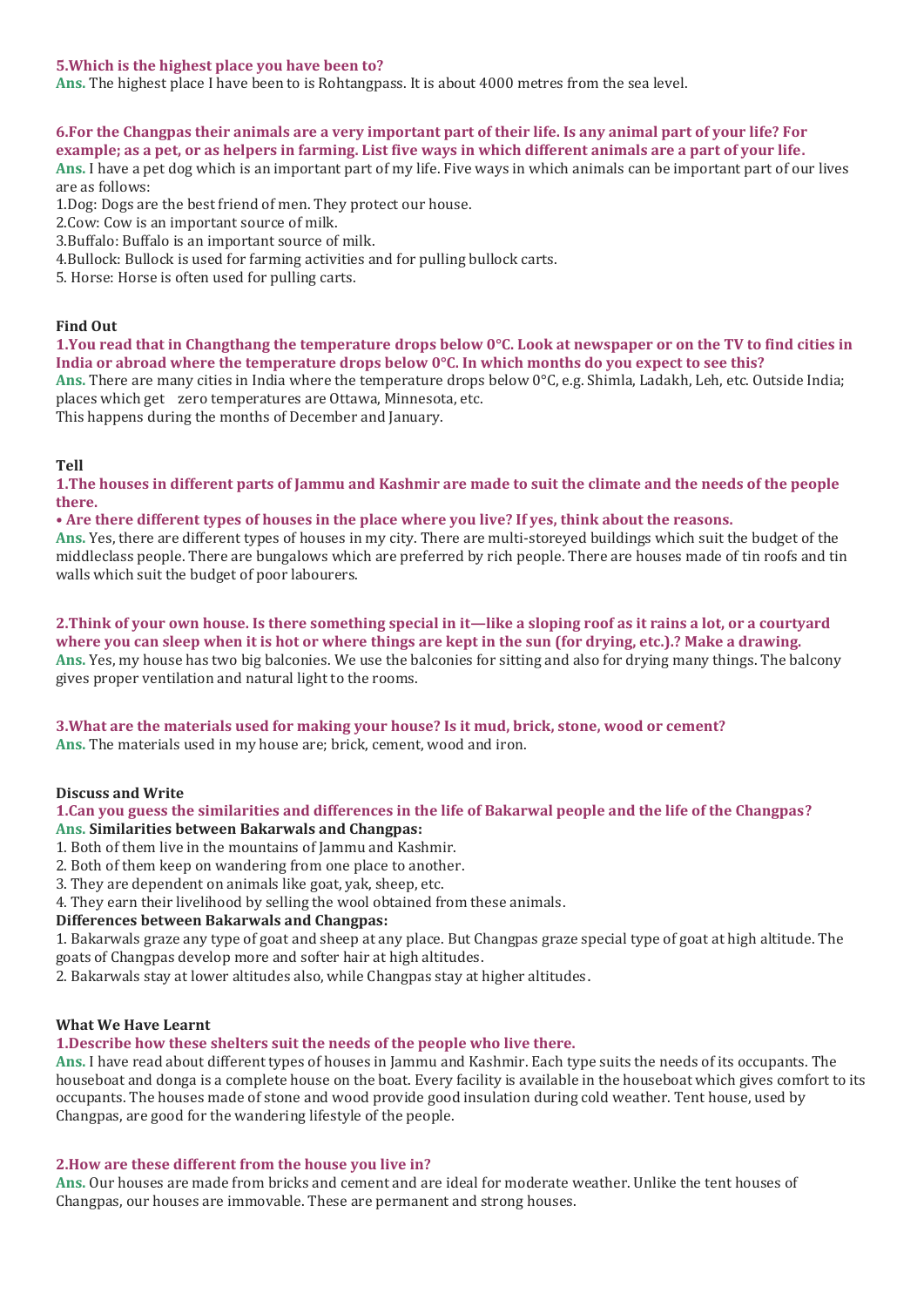**5.Which is the highest place you have been to?**

**Ans.** The highest place I have been to is Rohtangpass. It is about 4000 metres from the sea level.

**6.For the Changpas their animals are a very important part of their life. Is any animal part of your life? For example; as a pet, or as helpers in farming. List five ways in which different animals are a part of your life.**

**Ans.** I have a pet dog which is an important part of my life. Five ways in which animals can be important part of our lives are as follows:

1.Dog: Dogs are the best friend of men. They protect our house.
2.Cow: Cow is an important source of milk.
3.Buffalo: Buffalo is an important source of milk.
4.Bullock: Bullock is used for farming activities and for pulling bullock carts.
5. Horse: Horse is often used for pulling carts.

**Find Out**

**1.You read that in Changthang the temperature drops below 0°C. Look at newspaper or on the TV to find cities in India or abroad where the temperature drops below 0°C. In which months do you expect to see this?**

**Ans.** There are many cities in India where the temperature drops below 0°C, e.g. Shimla, Ladakh, Leh, etc. Outside India; places which get zero temperatures are Ottawa, Minnesota, etc.
This happens during the months of December and January.

**Tell**

**1.The houses in different parts of Jammu and Kashmir are made to suit the climate and the needs of the people there.**

**• Are there different types of houses in the place where you live? If yes, think about the reasons.**

**Ans.** Yes, there are different types of houses in my city. There are multi-storeyed buildings which suit the budget of the middleclass people. There are bungalows which are preferred by rich people. There are houses made of tin roofs and tin walls which suit the budget of poor labourers.

**2.Think of your own house. Is there something special in it—like a sloping roof as it rains a lot, or a courtyard where you can sleep when it is hot or where things are kept in the sun (for drying, etc.).? Make a drawing.**

**Ans.** Yes, my house has two big balconies. We use the balconies for sitting and also for drying many things. The balcony gives proper ventilation and natural light to the rooms.

**3.What are the materials used for making your house? Is it mud, brick, stone, wood or cement?**

**Ans.** The materials used in my house are; brick, cement, wood and iron.

**Discuss and Write**

**1.Can you guess the similarities and differences in the life of Bakarwal people and the life of the Changpas?**

**Ans. Similarities between Bakarwals and Changpas:**

1. Both of them live in the mountains of Jammu and Kashmir.
2. Both of them keep on wandering from one place to another.
3. They are dependent on animals like goat, yak, sheep, etc.
4. They earn their livelihood by selling the wool obtained from these animals.

**Differences between Bakarwals and Changpas:**

1. Bakarwals graze any type of goat and sheep at any place. But Changpas graze special type of goat at high altitude. The goats of Changpas develop more and softer hair at high altitudes.
2. Bakarwals stay at lower altitudes also, while Changpas stay at higher altitudes.

**What We Have Learnt**

**1.Describe how these shelters suit the needs of the people who live there.**

**Ans.** I have read about different types of houses in Jammu and Kashmir. Each type suits the needs of its occupants. The houseboat and donga is a complete house on the boat. Every facility is available in the houseboat which gives comfort to its occupants. The houses made of stone and wood provide good insulation during cold weather. Tent house, used by Changpas, are good for the wandering lifestyle of the people.

**2.How are these different from the house you live in?**

**Ans.** Our houses are made from bricks and cement and are ideal for moderate weather. Unlike the tent houses of Changpas, our houses are immovable. These are permanent and strong houses.